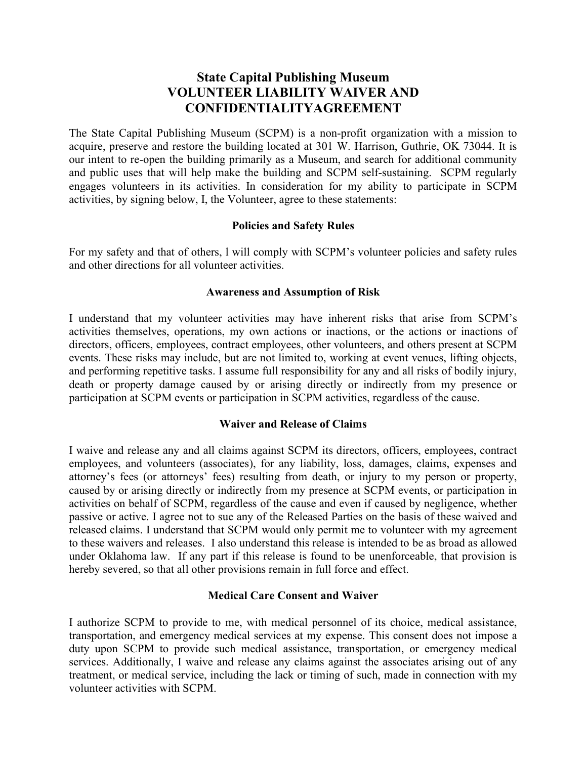# State Capital Publishing Museum
# VOLUNTEER LIABILITY WAIVER AND CONFIDENTIALITYAGREEMENT

The State Capital Publishing Museum (SCPM) is a non-profit organization with a mission to acquire, preserve and restore the building located at 301 W. Harrison, Guthrie, OK 73044. It is our intent to re-open the building primarily as a Museum, and search for additional community and public uses that will help make the building and SCPM self-sustaining. SCPM regularly engages volunteers in its activities. In consideration for my ability to participate in SCPM activities, by signing below, I, the Volunteer, agree to these statements:

### Policies and Safety Rules

For my safety and that of others, l will comply with SCPM's volunteer policies and safety rules and other directions for all volunteer activities.

### Awareness and Assumption of Risk

I understand that my volunteer activities may have inherent risks that arise from SCPM's activities themselves, operations, my own actions or inactions, or the actions or inactions of directors, officers, employees, contract employees, other volunteers, and others present at SCPM events. These risks may include, but are not limited to, working at event venues, lifting objects, and performing repetitive tasks. I assume full responsibility for any and all risks of bodily injury, death or property damage caused by or arising directly or indirectly from my presence or participation at SCPM events or participation in SCPM activities, regardless of the cause.

### Waiver and Release of Claims

I waive and release any and all claims against SCPM its directors, officers, employees, contract employees, and volunteers (associates), for any liability, loss, damages, claims, expenses and attorney's fees (or attorneys' fees) resulting from death, or injury to my person or property, caused by or arising directly or indirectly from my presence at SCPM events, or participation in activities on behalf of SCPM, regardless of the cause and even if caused by negligence, whether passive or active. I agree not to sue any of the Released Parties on the basis of these waived and released claims. I understand that SCPM would only permit me to volunteer with my agreement to these waivers and releases. I also understand this release is intended to be as broad as allowed under Oklahoma law. If any part if this release is found to be unenforceable, that provision is hereby severed, so that all other provisions remain in full force and effect.

### Medical Care Consent and Waiver

I authorize SCPM to provide to me, with medical personnel of its choice, medical assistance, transportation, and emergency medical services at my expense. This consent does not impose a duty upon SCPM to provide such medical assistance, transportation, or emergency medical services. Additionally, I waive and release any claims against the associates arising out of any treatment, or medical service, including the lack or timing of such, made in connection with my volunteer activities with SCPM.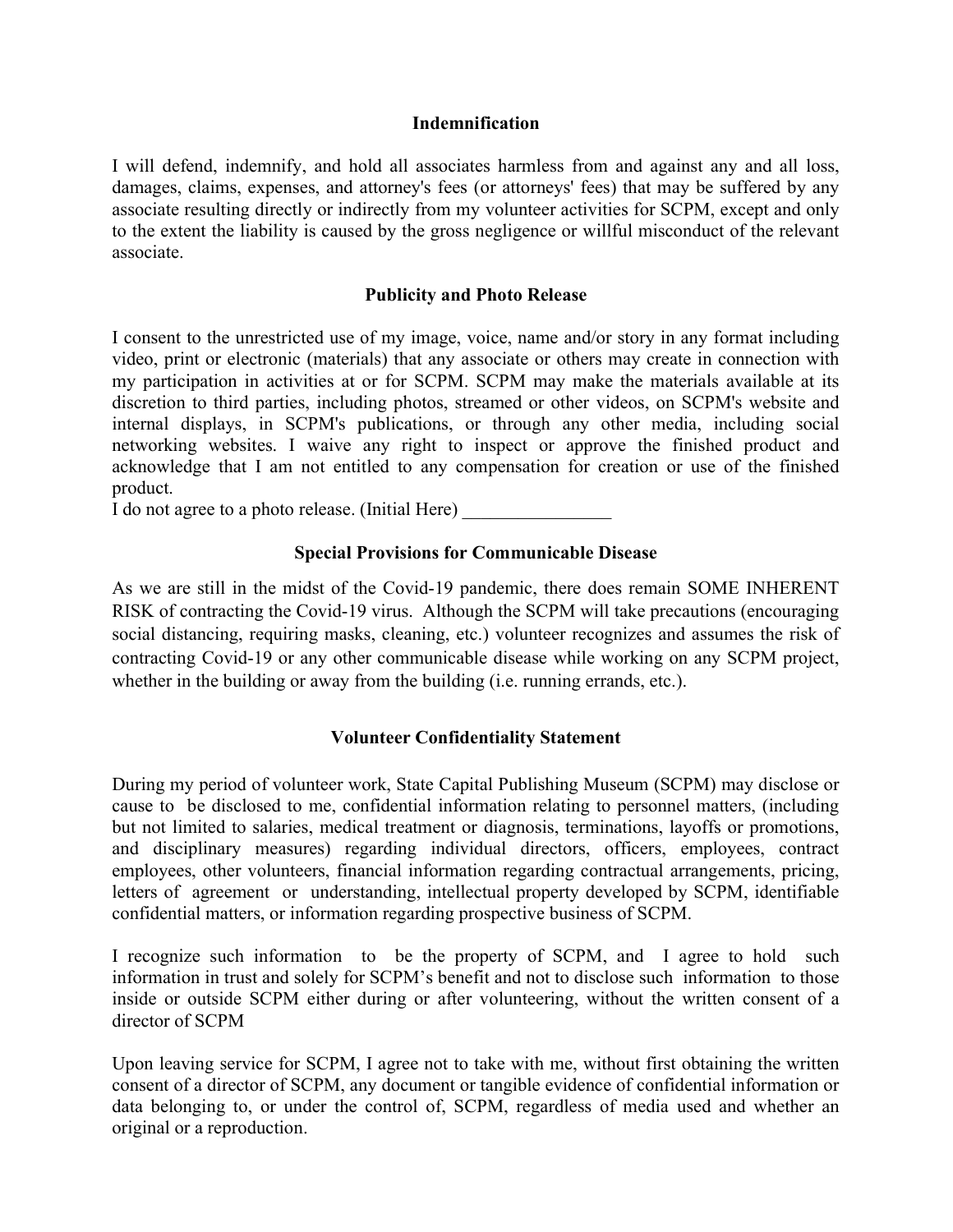## Indemnification

I will defend, indemnify, and hold all associates harmless from and against any and all loss, damages, claims, expenses, and attorney's fees (or attorneys' fees) that may be suffered by any associate resulting directly or indirectly from my volunteer activities for SCPM, except and only to the extent the liability is caused by the gross negligence or willful misconduct of the relevant associate.

## Publicity and Photo Release

I consent to the unrestricted use of my image, voice, name and/or story in any format including video, print or electronic (materials) that any associate or others may create in connection with my participation in activities at or for SCPM. SCPM may make the materials available at its discretion to third parties, including photos, streamed or other videos, on SCPM's website and internal displays, in SCPM's publications, or through any other media, including social networking websites. I waive any right to inspect or approve the finished product and acknowledge that I am not entitled to any compensation for creation or use of the finished product.
I do not agree to a photo release. (Initial Here) ________________

## Special Provisions for Communicable Disease

As we are still in the midst of the Covid-19 pandemic, there does remain SOME INHERENT RISK of contracting the Covid-19 virus. Although the SCPM will take precautions (encouraging social distancing, requiring masks, cleaning, etc.) volunteer recognizes and assumes the risk of contracting Covid-19 or any other communicable disease while working on any SCPM project, whether in the building or away from the building (i.e. running errands, etc.).

## Volunteer Confidentiality Statement

During my period of volunteer work, State Capital Publishing Museum (SCPM) may disclose or cause to be disclosed to me, confidential information relating to personnel matters, (including but not limited to salaries, medical treatment or diagnosis, terminations, layoffs or promotions, and disciplinary measures) regarding individual directors, officers, employees, contract employees, other volunteers, financial information regarding contractual arrangements, pricing, letters of agreement or understanding, intellectual property developed by SCPM, identifiable confidential matters, or information regarding prospective business of SCPM.

I recognize such information to be the property of SCPM, and I agree to hold such information in trust and solely for SCPM's benefit and not to disclose such information to those inside or outside SCPM either during or after volunteering, without the written consent of a director of SCPM

Upon leaving service for SCPM, I agree not to take with me, without first obtaining the written consent of a director of SCPM, any document or tangible evidence of confidential information or data belonging to, or under the control of, SCPM, regardless of media used and whether an original or a reproduction.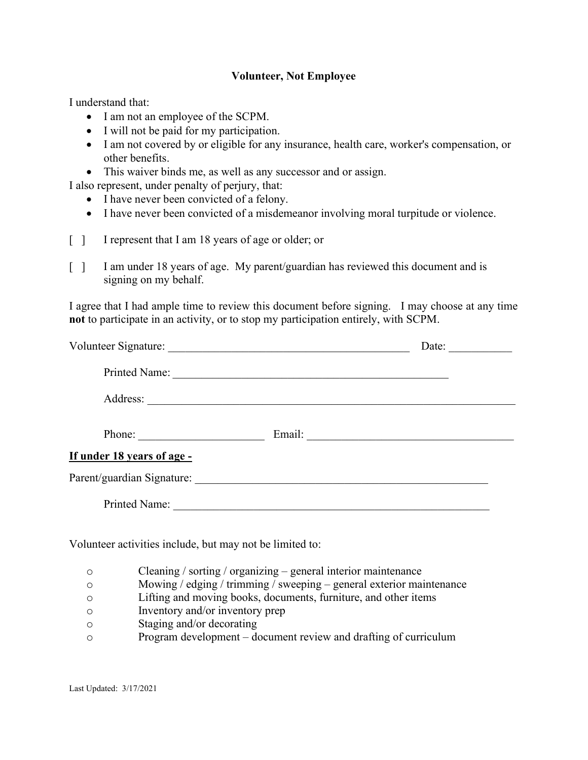**Volunteer, Not Employee**

I understand that:

- I am not an employee of the SCPM.
- I will not be paid for my participation.
- I am not covered by or eligible for any insurance, health care, worker's compensation, or other benefits.
- This waiver binds me, as well as any successor and or assign.

I also represent, under penalty of perjury, that:

- I have never been convicted of a felony.
- I have never been convicted of a misdemeanor involving moral turpitude or violence.

[ ] I represent that I am 18 years of age or older; or

[ ] I am under 18 years of age. My parent/guardian has reviewed this document and is signing on my behalf.

I agree that I had ample time to review this document before signing. I may choose at any time **not** to participate in an activity, or to stop my participation entirely, with SCPM.

Volunteer Signature: ____________________________________________ Date: ___________

Printed Name: __________________________________________________

Address: _________________________________________________________________

Phone: ______________________ Email: ____________________________________

**<u>If under 18 years of age -</u>**

Parent/guardian Signature: _____________________________________________________

Printed Name: _________________________________________________________

Volunteer activities include, but may not be limited to:

- Cleaning / sorting / organizing – general interior maintenance
- Mowing / edging / trimming / sweeping – general exterior maintenance
- Lifting and moving books, documents, furniture, and other items
- Inventory and/or inventory prep
- Staging and/or decorating
- Program development – document review and drafting of curriculum

Last Updated: 3/17/2021